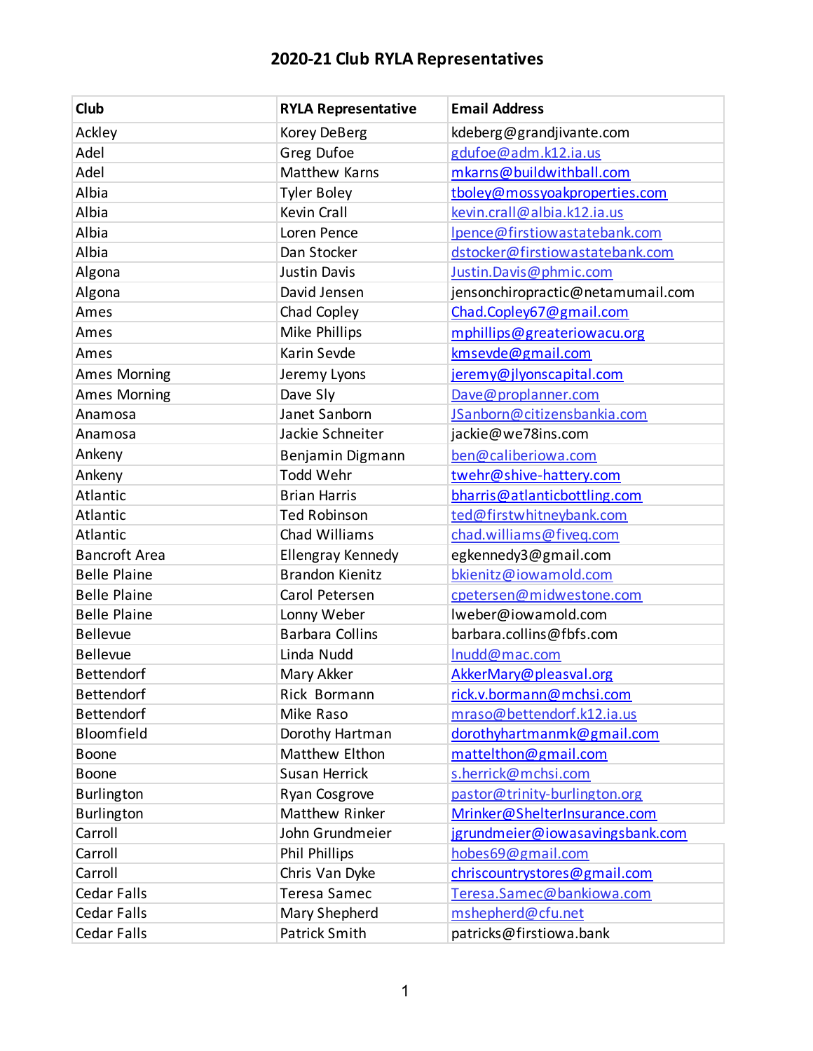# 2020-21 Club RYLA Representatives

| Club | RYLA Representative | Email Address |
|---|---|---|
| Ackley | Korey DeBerg | kdeberg@grandjivante.com |
| Adel | Greg Dufoe | gdufoe@adm.k12.ia.us |
| Adel | Matthew Karns | mkarns@buildwithball.com |
| Albia | Tyler Boley | tboley@mossyoakproperties.com |
| Albia | Kevin Crall | kevin.crall@albia.k12.ia.us |
| Albia | Loren Pence | lpence@firstiowastatebank.com |
| Albia | Dan Stocker | dstocker@firstiowastatebank.com |
| Algona | Justin Davis | Justin.Davis@phmic.com |
| Algona | David Jensen | jensonchiropractic@netamumail.com |
| Ames | Chad Copley | Chad.Copley67@gmail.com |
| Ames | Mike Phillips | mphillips@greateriowacu.org |
| Ames | Karin Sevde | kmsevde@gmail.com |
| Ames Morning | Jeremy Lyons | jeremy@jlyonscapital.com |
| Ames Morning | Dave Sly | Dave@proplanner.com |
| Anamosa | Janet Sanborn | JSanborn@citizensbankia.com |
| Anamosa | Jackie Schneiter | jackie@we78ins.com |
| Ankeny | Benjamin Digmann | ben@caliberiowa.com |
| Ankeny | Todd Wehr | twehr@shive-hattery.com |
| Atlantic | Brian Harris | bharris@atlanticbottling.com |
| Atlantic | Ted Robinson | ted@firstwhitneybank.com |
| Atlantic | Chad Williams | chad.williams@fiveq.com |
| Bancroft Area | Ellengray Kennedy | egkennedy3@gmail.com |
| Belle Plaine | Brandon Kienitz | bkienitz@iowamold.com |
| Belle Plaine | Carol Petersen | cpetersen@midwestone.com |
| Belle Plaine | Lonny Weber | lweber@iowamold.com |
| Bellevue | Barbara Collins | barbara.collins@fbfs.com |
| Bellevue | Linda Nudd | lnudd@mac.com |
| Bettendorf | Mary Akker | AkkerMary@pleasval.org |
| Bettendorf | Rick Bormann | rick.v.bormann@mchsi.com |
| Bettendorf | Mike Raso | mraso@bettendorf.k12.ia.us |
| Bloomfield | Dorothy Hartman | dorothyhartmanmk@gmail.com |
| Boone | Matthew Elthon | mattelthon@gmail.com |
| Boone | Susan Herrick | s.herrick@mchsi.com |
| Burlington | Ryan Cosgrove | pastor@trinity-burlington.org |
| Burlington | Matthew Rinker | Mrinker@ShelterInsurance.com |
| Carroll | John Grundmeier | jgrundmeier@iowasavingsbank.com |
| Carroll | Phil Phillips | hobes69@gmail.com |
| Carroll | Chris Van Dyke | chriscountrystores@gmail.com |
| Cedar Falls | Teresa Samec | Teresa.Samec@bankiowa.com |
| Cedar Falls | Mary Shepherd | mshepherd@cfu.net |
| Cedar Falls | Patrick Smith | patricks@firstiowa.bank |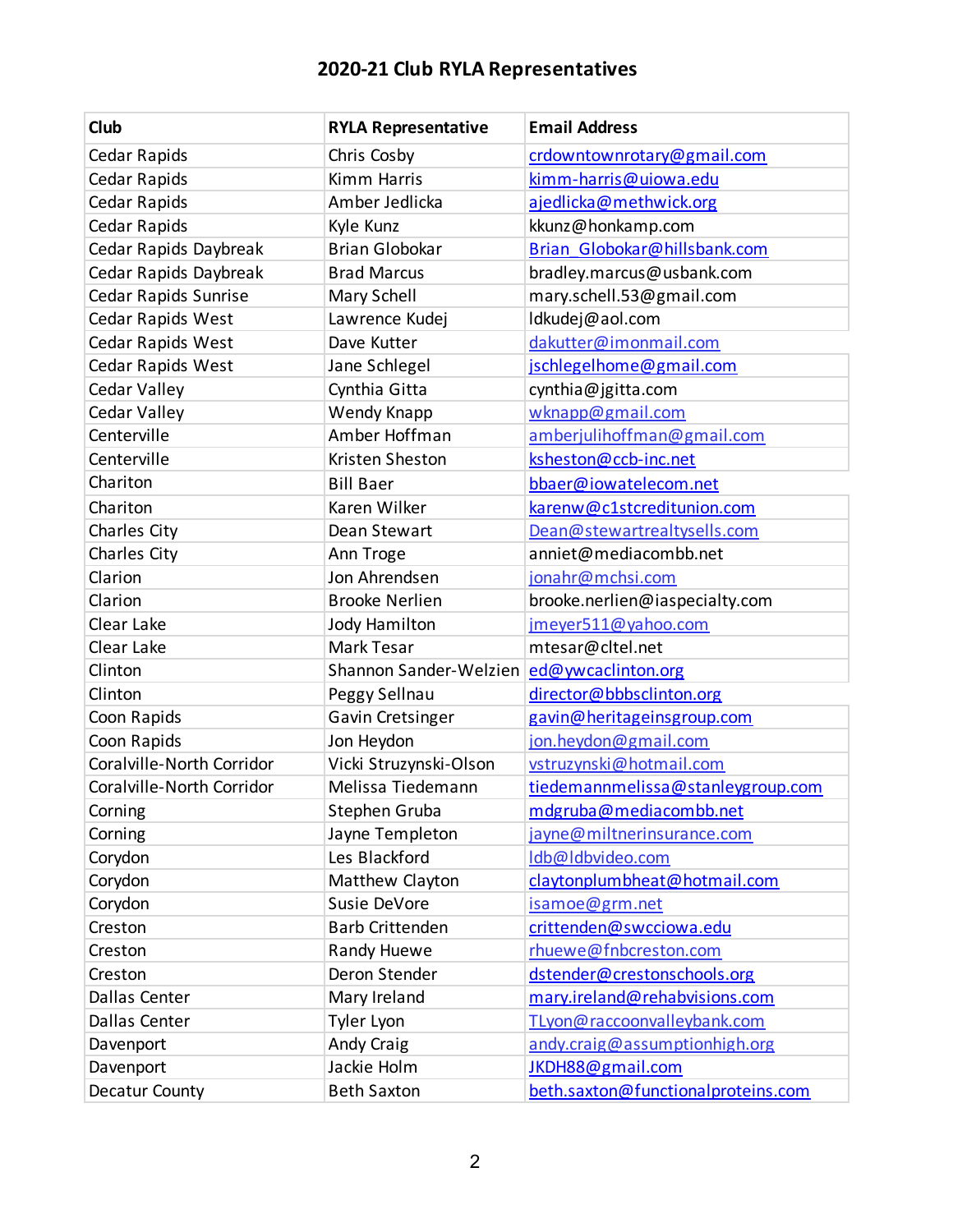# 2020-21 Club RYLA Representatives

| Club | RYLA Representative | Email Address |
|---|---|---|
| Cedar Rapids | Chris Cosby | crdowntownrotary@gmail.com |
| Cedar Rapids | Kimm Harris | kimm-harris@uiowa.edu |
| Cedar Rapids | Amber Jedlicka | ajedlicka@methwick.org |
| Cedar Rapids | Kyle Kunz | kkunz@honkamp.com |
| Cedar Rapids Daybreak | Brian Globokar | Brian_Globokar@hillsbank.com |
| Cedar Rapids Daybreak | Brad Marcus | bradley.marcus@usbank.com |
| Cedar Rapids Sunrise | Mary Schell | mary.schell.53@gmail.com |
| Cedar Rapids West | Lawrence Kudej | ldkudej@aol.com |
| Cedar Rapids West | Dave Kutter | dakutter@imonmail.com |
| Cedar Rapids West | Jane Schlegel | jschlegelhome@gmail.com |
| Cedar Valley | Cynthia Gitta | cynthia@jgitta.com |
| Cedar Valley | Wendy Knapp | wknapp@gmail.com |
| Centerville | Amber Hoffman | amberjulihoffman@gmail.com |
| Centerville | Kristen Sheston | ksheston@ccb-inc.net |
| Chariton | Bill Baer | bbaer@iowatelecom.net |
| Chariton | Karen Wilker | karenw@c1stcreditunion.com |
| Charles City | Dean Stewart | Dean@stewartrealtysells.com |
| Charles City | Ann Troge | anniet@mediacombb.net |
| Clarion | Jon Ahrendsen | jonahr@mchsi.com |
| Clarion | Brooke Nerlien | brooke.nerlien@iaspecialty.com |
| Clear Lake | Jody Hamilton | jmeyer511@yahoo.com |
| Clear Lake | Mark Tesar | mtesar@cltel.net |
| Clinton | Shannon Sander-Welzien | ed@ywcaclinton.org |
| Clinton | Peggy Sellnau | director@bbbsclinton.org |
| Coon Rapids | Gavin Cretsinger | gavin@heritageinsgroup.com |
| Coon Rapids | Jon Heydon | jon.heydon@gmail.com |
| Coralville-North Corridor | Vicki Struzynski-Olson | vstruzynski@hotmail.com |
| Coralville-North Corridor | Melissa Tiedemann | tiedemannmelissa@stanleygroup.com |
| Corning | Stephen Gruba | mdgruba@mediacombb.net |
| Corning | Jayne Templeton | jayne@miltnerinsurance.com |
| Corydon | Les Blackford | ldb@ldbvideo.com |
| Corydon | Matthew Clayton | claytonplumbheat@hotmail.com |
| Corydon | Susie DeVore | isamoe@grm.net |
| Creston | Barb Crittenden | crittenden@swcciowa.edu |
| Creston | Randy Huewe | rhuewe@fnbcreston.com |
| Creston | Deron Stender | dstender@crestonschools.org |
| Dallas Center | Mary Ireland | mary.ireland@rehabvisions.com |
| Dallas Center | Tyler Lyon | TLyon@raccoonvalleybank.com |
| Davenport | Andy Craig | andy.craig@assumptionhigh.org |
| Davenport | Jackie Holm | JKDH88@gmail.com |
| Decatur County | Beth Saxton | beth.saxton@functionalproteins.com |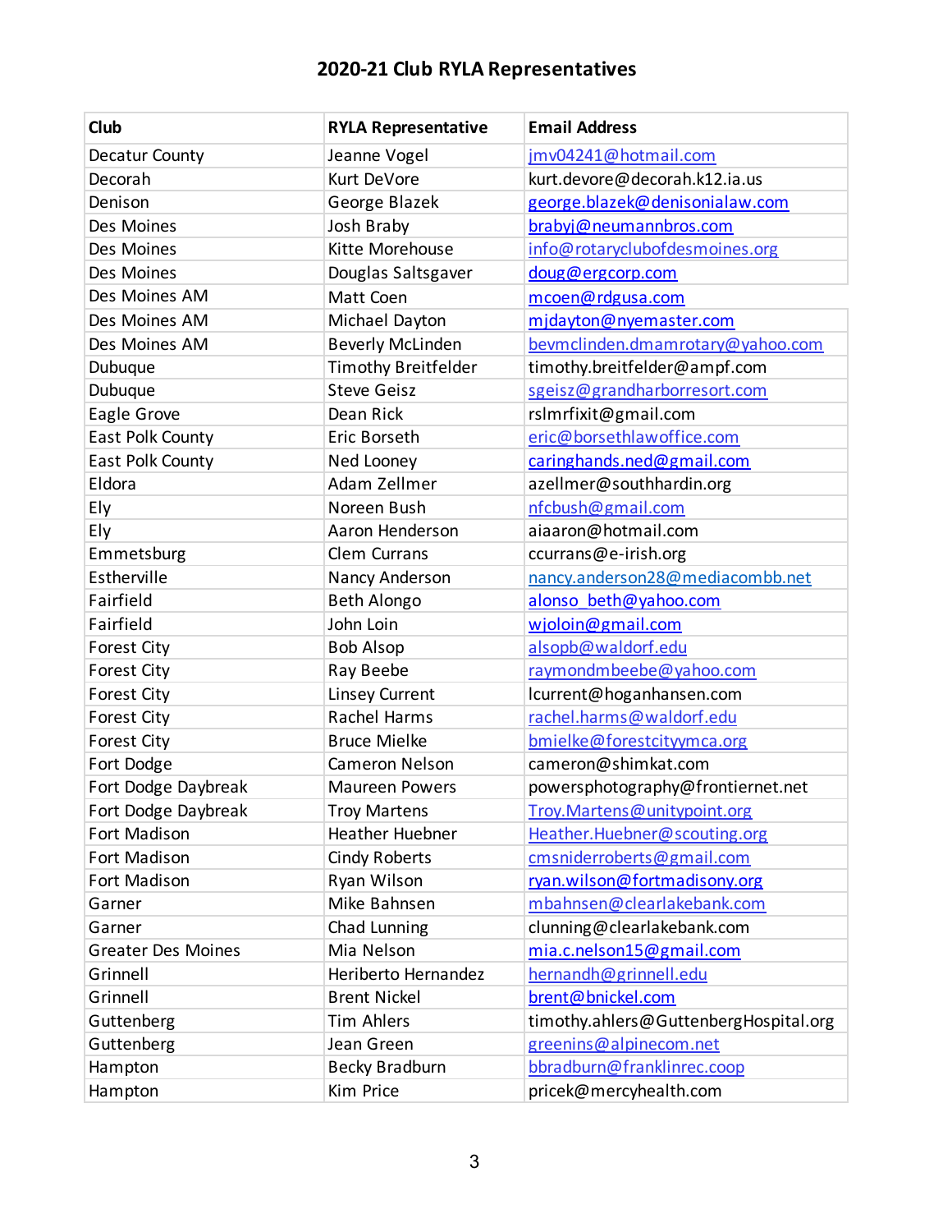# 2020-21 Club RYLA Representatives

| Club | RYLA Representative | Email Address |
|---|---|---|
| Decatur County | Jeanne Vogel | jmv04241@hotmail.com |
| Decorah | Kurt DeVore | kurt.devore@decorah.k12.ia.us |
| Denison | George Blazek | george.blazek@denisonialaw.com |
| Des Moines | Josh Braby | brabyj@neumannbros.com |
| Des Moines | Kitte Morehouse | info@rotaryclubofdesmoines.org |
| Des Moines | Douglas Saltsgaver | doug@ergcorp.com |
| Des Moines AM | Matt Coen | mcoen@rdgusa.com |
| Des Moines AM | Michael Dayton | mjdayton@nyemaster.com |
| Des Moines AM | Beverly McLinden | bevmclinden.dmamrotary@yahoo.com |
| Dubuque | Timothy Breitfelder | timothy.breitfelder@ampf.com |
| Dubuque | Steve Geisz | sgeisz@grandharborresort.com |
| Eagle Grove | Dean Rick | rslmrfixit@gmail.com |
| East Polk County | Eric Borseth | eric@borsethlawoffice.com |
| East Polk County | Ned Looney | caringhands.ned@gmail.com |
| Eldora | Adam Zellmer | azellmer@southhardin.org |
| Ely | Noreen Bush | nfcbush@gmail.com |
| Ely | Aaron Henderson | aiaaron@hotmail.com |
| Emmetsburg | Clem Currans | ccurrans@e-irish.org |
| Estherville | Nancy Anderson | nancy.anderson28@mediacombb.net |
| Fairfield | Beth Alongo | alonso_beth@yahoo.com |
| Fairfield | John Loin | wjoloin@gmail.com |
| Forest City | Bob Alsop | alsopb@waldorf.edu |
| Forest City | Ray Beebe | raymondmbeebe@yahoo.com |
| Forest City | Linsey Current | lcurrent@hoganhansen.com |
| Forest City | Rachel Harms | rachel.harms@waldorf.edu |
| Forest City | Bruce Mielke | bmielke@forestcityymca.org |
| Fort Dodge | Cameron Nelson | cameron@shimkat.com |
| Fort Dodge Daybreak | Maureen Powers | powersphotography@frontiernet.net |
| Fort Dodge Daybreak | Troy Martens | Troy.Martens@unitypoint.org |
| Fort Madison | Heather Huebner | Heather.Huebner@scouting.org |
| Fort Madison | Cindy Roberts | cmsniderroberts@gmail.com |
| Fort Madison | Ryan Wilson | ryan.wilson@fortmadisony.org |
| Garner | Mike Bahnsen | mbahnsen@clearlakebank.com |
| Garner | Chad Lunning | clunning@clearlakebank.com |
| Greater Des Moines | Mia Nelson | mia.c.nelson15@gmail.com |
| Grinnell | Heriberto Hernandez | hernandh@grinnell.edu |
| Grinnell | Brent Nickel | brent@bnickel.com |
| Guttenberg | Tim Ahlers | timothy.ahlers@GuttenbergHospital.org |
| Guttenberg | Jean Green | greenins@alpinecom.net |
| Hampton | Becky Bradburn | bbradburn@franklinrec.coop |
| Hampton | Kim Price | pricek@mercyhealth.com |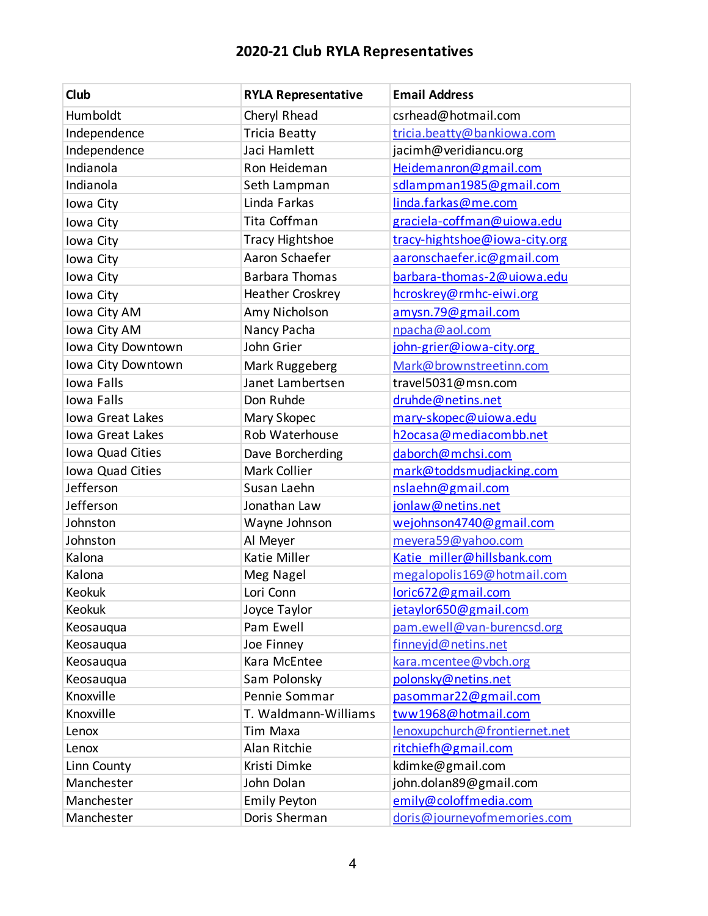# 2020-21 Club RYLA Representatives

| Club | RYLA Representative | Email Address |
|---|---|---|
| Humboldt | Cheryl Rhead | csrhead@hotmail.com |
| Independence | Tricia Beatty | tricia.beatty@bankiowa.com |
| Independence | Jaci Hamlett | jacimh@veridiancu.org |
| Indianola | Ron Heideman | Heidemanron@gmail.com |
| Indianola | Seth Lampman | sdlampman1985@gmail.com |
| Iowa City | Linda Farkas | linda.farkas@me.com |
| Iowa City | Tita Coffman | graciela-coffman@uiowa.edu |
| Iowa City | Tracy Hightshoe | tracy-hightshoe@iowa-city.org |
| Iowa City | Aaron Schaefer | aaronschaefer.ic@gmail.com |
| Iowa City | Barbara Thomas | barbara-thomas-2@uiowa.edu |
| Iowa City | Heather Croskrey | hcroskrey@rmhc-eiwi.org |
| Iowa City AM | Amy Nicholson | amysn.79@gmail.com |
| Iowa City AM | Nancy Pacha | npacha@aol.com |
| Iowa City Downtown | John Grier | john-grier@iowa-city.org |
| Iowa City Downtown | Mark Ruggeberg | Mark@brownstreetinn.com |
| Iowa Falls | Janet Lambertsen | travel5031@msn.com |
| Iowa Falls | Don Ruhde | druhde@netins.net |
| Iowa Great Lakes | Mary Skopec | mary-skopec@uiowa.edu |
| Iowa Great Lakes | Rob Waterhouse | h2ocasa@mediacombb.net |
| Iowa Quad Cities | Dave Borcherding | daborch@mchsi.com |
| Iowa Quad Cities | Mark Collier | mark@toddsmudjacking.com |
| Jefferson | Susan Laehn | nslaehn@gmail.com |
| Jefferson | Jonathan Law | jonlaw@netins.net |
| Johnston | Wayne Johnson | wejohnson4740@gmail.com |
| Johnston | Al Meyer | meyera59@yahoo.com |
| Kalona | Katie Miller | Katie_miller@hillsbank.com |
| Kalona | Meg Nagel | megalopolis169@hotmail.com |
| Keokuk | Lori Conn | loric672@gmail.com |
| Keokuk | Joyce Taylor | jetaylor650@gmail.com |
| Keosauqua | Pam Ewell | pam.ewell@van-burencsd.org |
| Keosauqua | Joe Finney | finneyjd@netins.net |
| Keosauqua | Kara McEntee | kara.mcentee@vbch.org |
| Keosauqua | Sam Polonsky | polonsky@netins.net |
| Knoxville | Pennie Sommar | pasommar22@gmail.com |
| Knoxville | T. Waldmann-Williams | tww1968@hotmail.com |
| Lenox | Tim Maxa | lenoxupchurch@frontiernet.net |
| Lenox | Alan Ritchie | ritchiefh@gmail.com |
| Linn County | Kristi Dimke | kdimke@gmail.com |
| Manchester | John Dolan | john.dolan89@gmail.com |
| Manchester | Emily Peyton | emily@coloffmedia.com |
| Manchester | Doris Sherman | doris@journeyofmemories.com |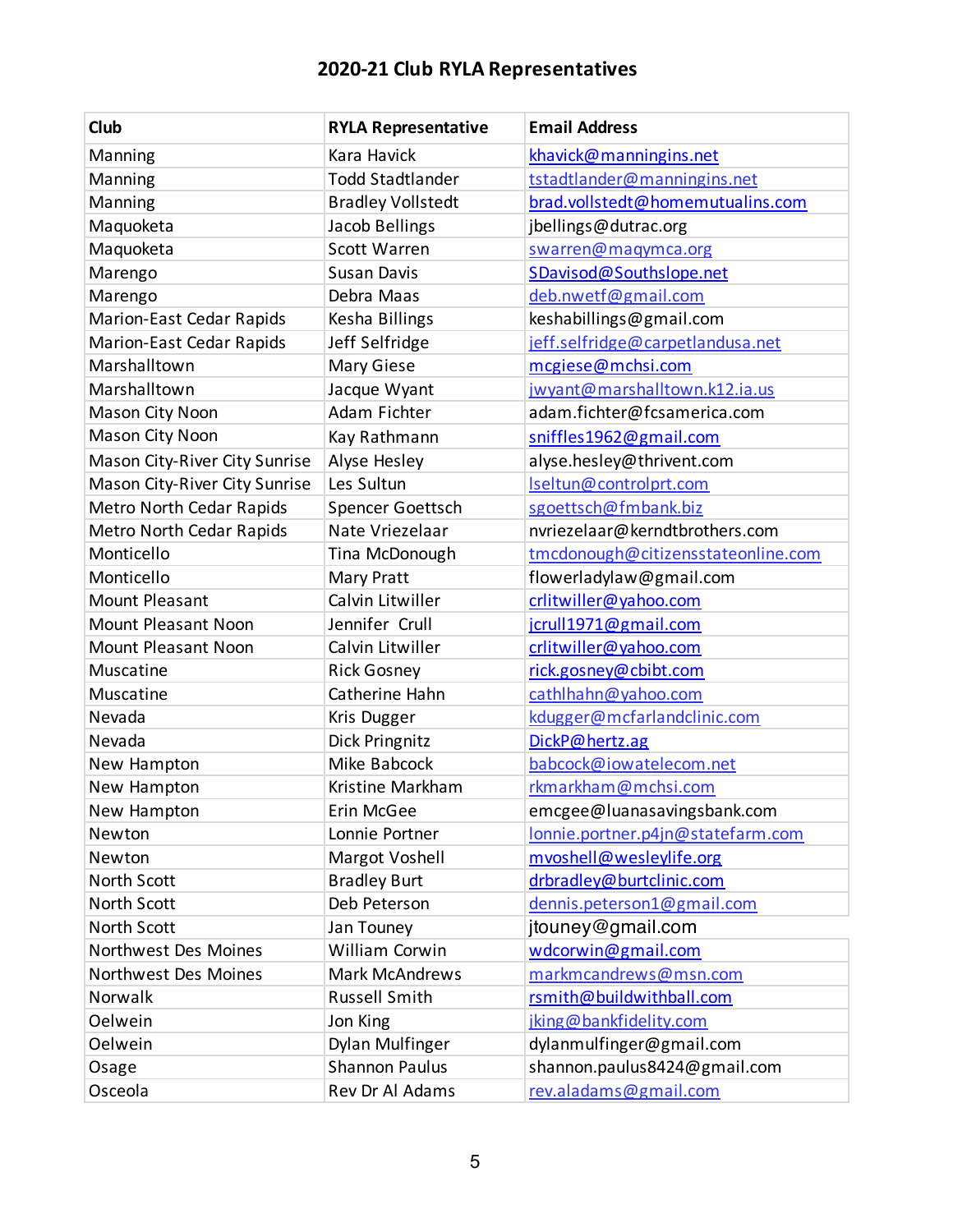# 2020-21 Club RYLA Representatives

| Club | RYLA Representative | Email Address |
|---|---|---|
| Manning | Kara Havick | khavick@manningins.net |
| Manning | Todd Stadtlander | tstadtlander@manningins.net |
| Manning | Bradley Vollstedt | brad.vollstedt@homemutualins.com |
| Maquoketa | Jacob Bellings | jbellings@dutrac.org |
| Maquoketa | Scott Warren | swarren@maqymca.org |
| Marengo | Susan Davis | SDavisod@Southslope.net |
| Marengo | Debra Maas | deb.nwetf@gmail.com |
| Marion-East Cedar Rapids | Kesha Billings | keshabillings@gmail.com |
| Marion-East Cedar Rapids | Jeff Selfridge | jeff.selfridge@carpetlandusa.net |
| Marshalltown | Mary Giese | mcgiese@mchsi.com |
| Marshalltown | Jacque Wyant | jwyant@marshalltown.k12.ia.us |
| Mason City Noon | Adam Fichter | adam.fichter@fcsamerica.com |
| Mason City Noon | Kay Rathmann | sniffles1962@gmail.com |
| Mason City-River City Sunrise | Alyse Hesley | alyse.hesley@thrivent.com |
| Mason City-River City Sunrise | Les Sultun | lseltun@controlprt.com |
| Metro North Cedar Rapids | Spencer Goettsch | sgoettsch@fmbank.biz |
| Metro North Cedar Rapids | Nate Vriezelaar | nvriezelaar@kerndtbrothers.com |
| Monticello | Tina McDonough | tmcdonough@citizensstateonline.com |
| Monticello | Mary Pratt | flowerladylaw@gmail.com |
| Mount Pleasant | Calvin Litwiller | crlitwiller@yahoo.com |
| Mount Pleasant Noon | Jennifer  Crull | jcrull1971@gmail.com |
| Mount Pleasant Noon | Calvin Litwiller | crlitwiller@yahoo.com |
| Muscatine | Rick Gosney | rick.gosney@cbibt.com |
| Muscatine | Catherine Hahn | cathlhahn@yahoo.com |
| Nevada | Kris Dugger | kdugger@mcfarlandclinic.com |
| Nevada | Dick Pringnitz | DickP@hertz.ag |
| New Hampton | Mike Babcock | babcock@iowatelecom.net |
| New Hampton | Kristine Markham | rkmarkham@mchsi.com |
| New Hampton | Erin McGee | emcgee@luanasavingsbank.com |
| Newton | Lonnie Portner | lonnie.portner.p4jn@statefarm.com |
| Newton | Margot Voshell | mvoshell@wesleylife.org |
| North Scott | Bradley Burt | drbradley@burtclinic.com |
| North Scott | Deb Peterson | dennis.peterson1@gmail.com |
| North Scott | Jan Touney | jtouney@gmail.com |
| Northwest Des Moines | William Corwin | wdcorwin@gmail.com |
| Northwest Des Moines | Mark McAndrews | markmcandrews@msn.com |
| Norwalk | Russell Smith | rsmith@buildwithball.com |
| Oelwein | Jon King | jking@bankfidelity.com |
| Oelwein | Dylan Mulfinger | dylanmulfinger@gmail.com |
| Osage | Shannon Paulus | shannon.paulus8424@gmail.com |
| Osceola | Rev Dr Al Adams | rev.aladams@gmail.com |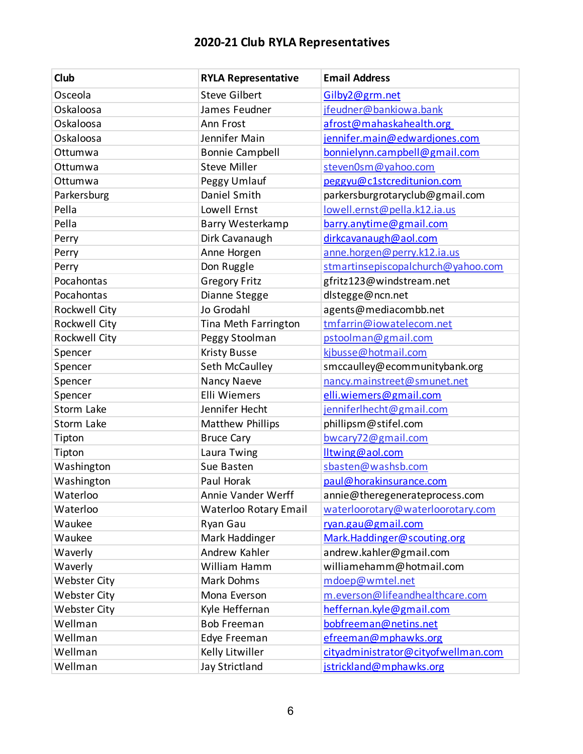# 2020-21 Club RYLA Representatives

| Club | RYLA Representative | Email Address |
|---|---|---|
| Osceola | Steve Gilbert | Gilby2@grm.net |
| Oskaloosa | James Feudner | jfeudner@bankiowa.bank |
| Oskaloosa | Ann Frost | afrost@mahaskahealth.org |
| Oskaloosa | Jennifer Main | jennifer.main@edwardjones.com |
| Ottumwa | Bonnie Campbell | bonnielynn.campbell@gmail.com |
| Ottumwa | Steve Miller | steven0sm@yahoo.com |
| Ottumwa | Peggy Umlauf | peggyu@c1stcreditunion.com |
| Parkersburg | Daniel Smith | parkersburgrotaryclub@gmail.com |
| Pella | Lowell Ernst | lowell.ernst@pella.k12.ia.us |
| Pella | Barry Westerkamp | barry.anytime@gmail.com |
| Perry | Dirk Cavanaugh | dirkcavanaugh@aol.com |
| Perry | Anne Horgen | anne.horgen@perry.k12.ia.us |
| Perry | Don Ruggle | stmartinsepiscopalchurch@yahoo.com |
| Pocahontas | Gregory Fritz | gfritz123@windstream.net |
| Pocahontas | Dianne Stegge | dlstegge@ncn.net |
| Rockwell City | Jo Grodahl | agents@mediacombb.net |
| Rockwell City | Tina Meth Farrington | tmfarrin@iowatelecom.net |
| Rockwell City | Peggy Stoolman | pstoolman@gmail.com |
| Spencer | Kristy Busse | kjbusse@hotmail.com |
| Spencer | Seth McCaulley | smccaulley@ecommunitybank.org |
| Spencer | Nancy Naeve | nancy.mainstreet@smunet.net |
| Spencer | Elli Wiemers | elli.wiemers@gmail.com |
| Storm Lake | Jennifer Hecht | jenniferlhecht@gmail.com |
| Storm Lake | Matthew Phillips | phillipsm@stifel.com |
| Tipton | Bruce Cary | bwcary72@gmail.com |
| Tipton | Laura Twing | lltwing@aol.com |
| Washington | Sue Basten | sbasten@washsb.com |
| Washington | Paul Horak | paul@horakinsurance.com |
| Waterloo | Annie Vander Werff | annie@theregenerateprocess.com |
| Waterloo | Waterloo Rotary Email | waterloorotary@waterloorotary.com |
| Waukee | Ryan Gau | ryan.gau@gmail.com |
| Waukee | Mark Haddinger | Mark.Haddinger@scouting.org |
| Waverly | Andrew Kahler | andrew.kahler@gmail.com |
| Waverly | William Hamm | williamehamm@hotmail.com |
| Webster City | Mark Dohms | mdoep@wmtel.net |
| Webster City | Mona Everson | m.everson@lifeandhealthcare.com |
| Webster City | Kyle Heffernan | heffernan.kyle@gmail.com |
| Wellman | Bob Freeman | bobfreeman@netins.net |
| Wellman | Edye Freeman | efreeman@mphawks.org |
| Wellman | Kelly Litwiller | cityadministrator@cityofwellman.com |
| Wellman | Jay Strictland | jstrickland@mphawks.org |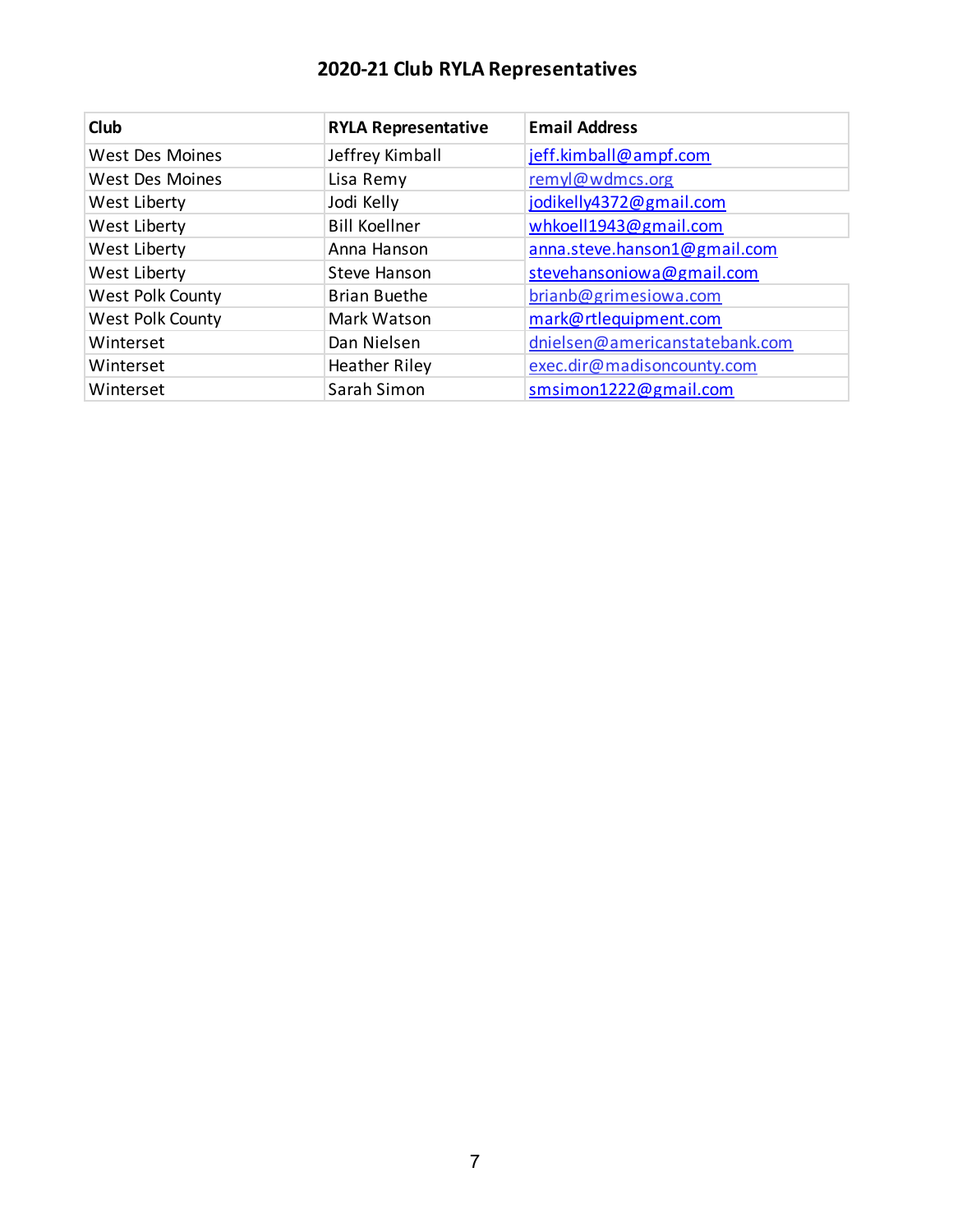# 2020-21 Club RYLA Representatives

| Club | RYLA Representative | Email Address |
|---|---|---|
| West Des Moines | Jeffrey Kimball | jeff.kimball@ampf.com |
| West Des Moines | Lisa Remy | remyl@wdmcs.org |
| West Liberty | Jodi Kelly | jodikelly4372@gmail.com |
| West Liberty | Bill Koellner | whkoell1943@gmail.com |
| West Liberty | Anna Hanson | anna.steve.hanson1@gmail.com |
| West Liberty | Steve Hanson | stevehansoniowa@gmail.com |
| West Polk County | Brian Buethe | brianb@grimesiowa.com |
| West Polk County | Mark Watson | mark@rtlequipment.com |
| Winterset | Dan Nielsen | dnielsen@americanstatebank.com |
| Winterset | Heather Riley | exec.dir@madisoncounty.com |
| Winterset | Sarah Simon | smsimon1222@gmail.com |